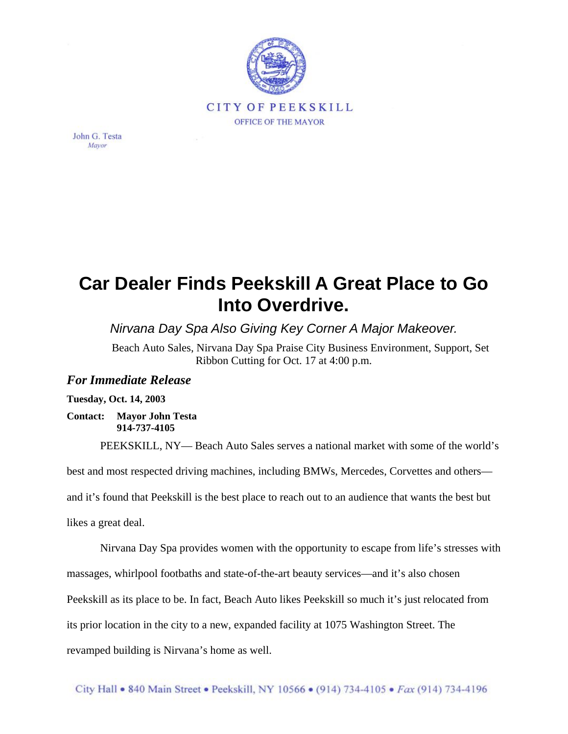CITY OF PEEKSKILL

OFFICE OF THE MAYOR

John G. Testa
*Mayor*

# Car Dealer Finds Peekskill A Great Place to Go Into Overdrive.

*Nirvana Day Spa Also Giving Key Corner A Major Makeover.*

Beach Auto Sales, Nirvana Day Spa Praise City Business Environment, Support, Set Ribbon Cutting for Oct. 17 at 4:00 p.m.

***For Immediate Release***

**Tuesday, Oct. 14, 2003**

**Contact: Mayor John Testa**
**914-737-4105**

PEEKSKILL, NY— Beach Auto Sales serves a national market with some of the world's best and most respected driving machines, including BMWs, Mercedes, Corvettes and others—and it's found that Peekskill is the best place to reach out to an audience that wants the best but likes a great deal.

Nirvana Day Spa provides women with the opportunity to escape from life's stresses with massages, whirlpool footbaths and state-of-the-art beauty services—and it's also chosen Peekskill as its place to be. In fact, Beach Auto likes Peekskill so much it's just relocated from its prior location in the city to a new, expanded facility at 1075 Washington Street. The revamped building is Nirvana's home as well.

City Hall • 840 Main Street • Peekskill, NY 10566 • (914) 734-4105 • *Fax* (914) 734-4196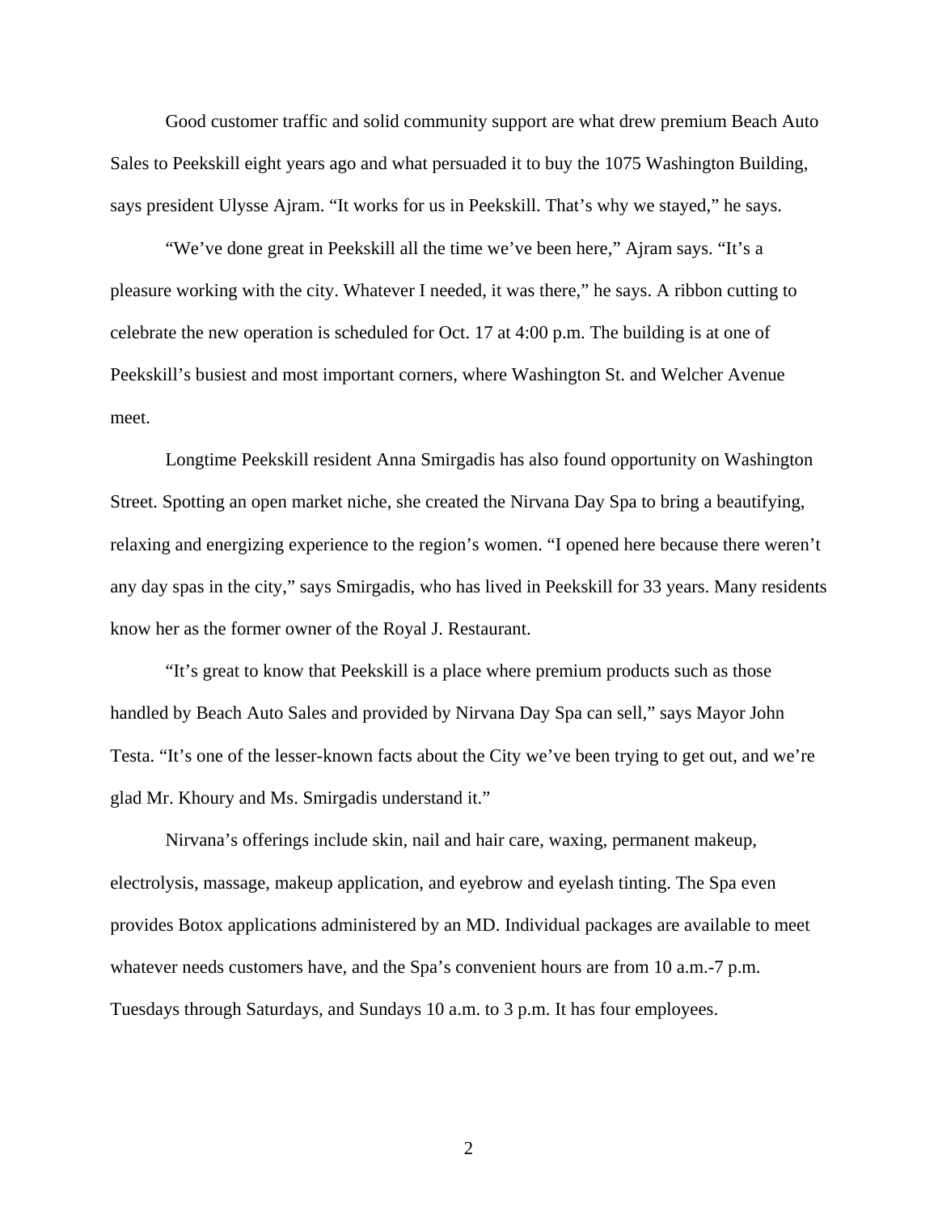Good customer traffic and solid community support are what drew premium Beach Auto Sales to Peekskill eight years ago and what persuaded it to buy the 1075 Washington Building, says president Ulysse Ajram. "It works for us in Peekskill. That's why we stayed," he says.

"We've done great in Peekskill all the time we've been here," Ajram says. "It's a pleasure working with the city. Whatever I needed, it was there," he says. A ribbon cutting to celebrate the new operation is scheduled for Oct. 17 at 4:00 p.m. The building is at one of Peekskill's busiest and most important corners, where Washington St. and Welcher Avenue meet.

Longtime Peekskill resident Anna Smirgadis has also found opportunity on Washington Street. Spotting an open market niche, she created the Nirvana Day Spa to bring a beautifying, relaxing and energizing experience to the region's women. "I opened here because there weren't any day spas in the city," says Smirgadis, who has lived in Peekskill for 33 years. Many residents know her as the former owner of the Royal J. Restaurant.

"It's great to know that Peekskill is a place where premium products such as those handled by Beach Auto Sales and provided by Nirvana Day Spa can sell," says Mayor John Testa. "It's one of the lesser-known facts about the City we've been trying to get out, and we're glad Mr. Khoury and Ms. Smirgadis understand it."

Nirvana's offerings include skin, nail and hair care, waxing, permanent makeup, electrolysis, massage, makeup application, and eyebrow and eyelash tinting. The Spa even provides Botox applications administered by an MD. Individual packages are available to meet whatever needs customers have, and the Spa's convenient hours are from 10 a.m.-7 p.m. Tuesdays through Saturdays, and Sundays 10 a.m. to 3 p.m. It has four employees.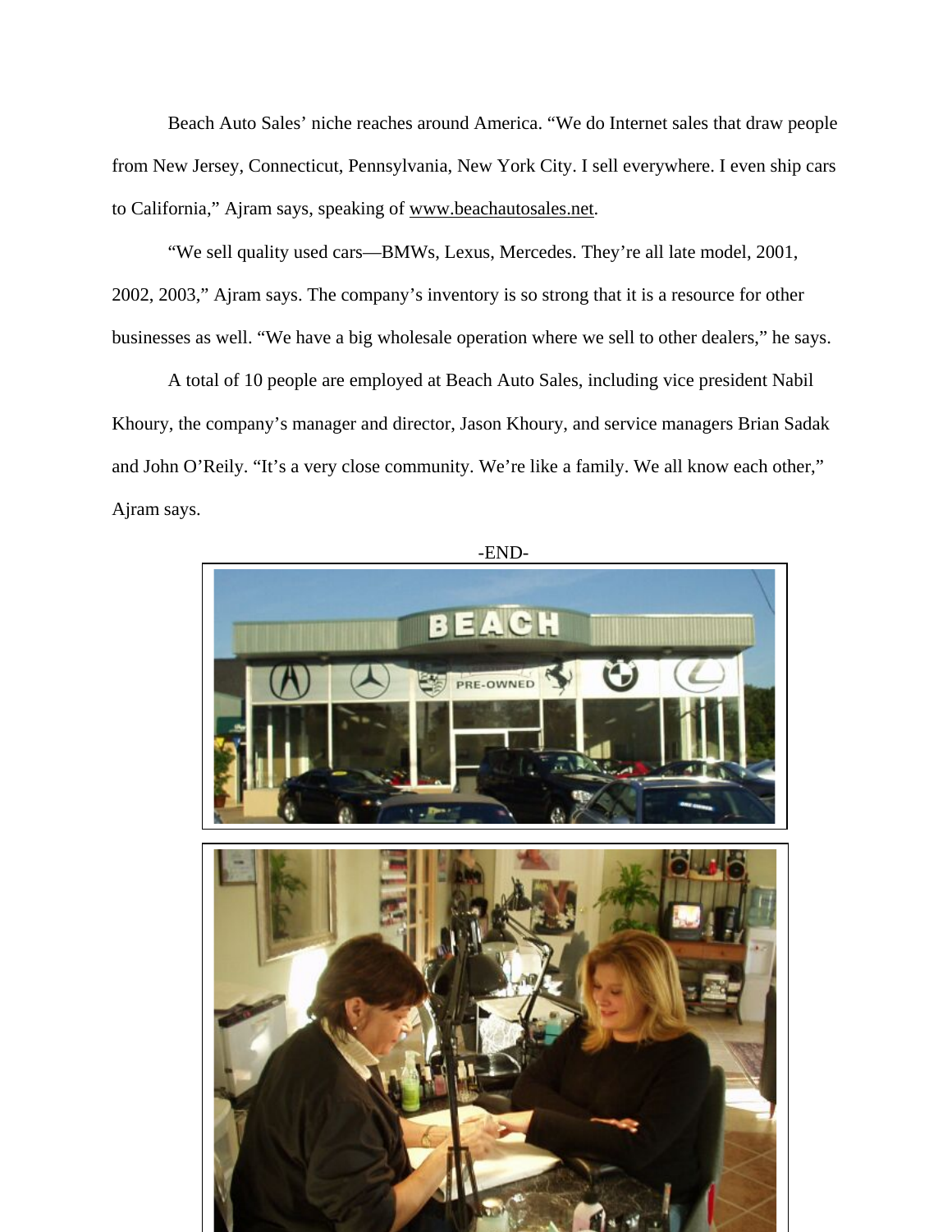Beach Auto Sales' niche reaches around America. "We do Internet sales that draw people from New Jersey, Connecticut, Pennsylvania, New York City. I sell everywhere. I even ship cars to California," Ajram says, speaking of www.beachautosales.net.

"We sell quality used cars—BMWs, Lexus, Mercedes. They're all late model, 2001, 2002, 2003," Ajram says. The company's inventory is so strong that it is a resource for other businesses as well. "We have a big wholesale operation where we sell to other dealers," he says.

A total of 10 people are employed at Beach Auto Sales, including vice president Nabil Khoury, the company's manager and director, Jason Khoury, and service managers Brian Sadak and John O'Reily. "It's a very close community. We're like a family. We all know each other," Ajram says.

-END-